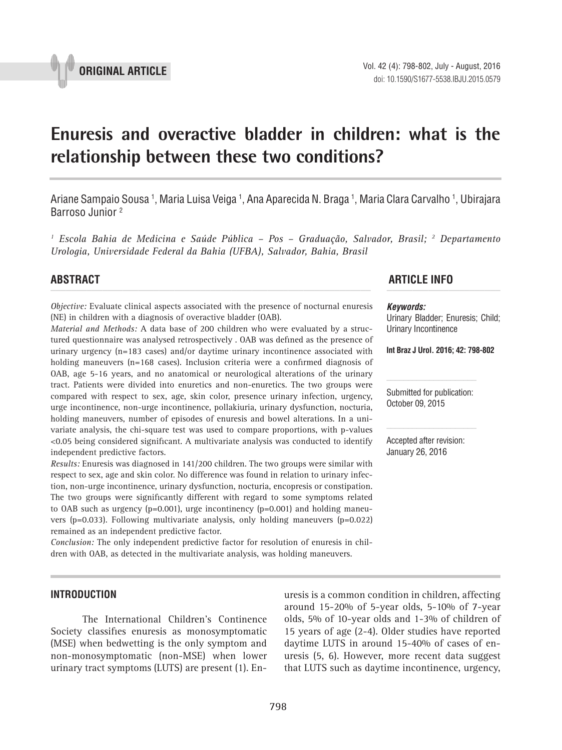ORIGINAL ARTICLE

# Enuresis and overactive bladder in children: what is the relationship between these two conditions?

Ariane Sampaio Sousa [1], Maria Luisa Veiga [1], Ana Aparecida N. Braga [1], Maria Clara Carvalho [1], Ubirajara Barroso Junior [2]

*[1] Escola Bahia de Medicina e Saúde Pública – Pos – Graduação, Salvador, Brasil; [2] Departamento Urologia, Universidade Federal da Bahia (UFBA), Salvador, Bahia, Brasil*

## ABSTRACT

*Objective:* Evaluate clinical aspects associated with the presence of nocturnal enuresis (NE) in children with a diagnosis of overactive bladder (OAB).

*Material and Methods:* A data base of 200 children who were evaluated by a structured questionnaire was analysed retrospectively . OAB was defined as the presence of urinary urgency (n=183 cases) and/or daytime urinary incontinence associated with holding maneuvers (n=168 cases). Inclusion criteria were a confirmed diagnosis of OAB, age 5-16 years, and no anatomical or neurological alterations of the urinary tract. Patients were divided into enuretics and non-enuretics. The two groups were compared with respect to sex, age, skin color, presence urinary infection, urgency, urge incontinence, non-urge incontinence, pollakiuria, urinary dysfunction, nocturia, holding maneuvers, number of episodes of enuresis and bowel alterations. In a univariate analysis, the chi-square test was used to compare proportions, with p-values <0.05 being considered significant. A multivariate analysis was conducted to identify independent predictive factors.

*Results:* Enuresis was diagnosed in 141/200 children. The two groups were similar with respect to sex, age and skin color. No difference was found in relation to urinary infection, non-urge incontinence, urinary dysfunction, nocturia, encopresis or constipation. The two groups were significantly different with regard to some symptoms related to OAB such as urgency (p=0.001), urge incontinency (p=0.001) and holding maneuvers (p=0.033). Following multivariate analysis, only holding maneuvers (p=0.022) remained as an independent predictive factor.

*Conclusion:* The only independent predictive factor for resolution of enuresis in children with OAB, as detected in the multivariate analysis, was holding maneuvers.

## ARTICLE INFO

***Keywords:***
Urinary Bladder; Enuresis; Child; Urinary Incontinence

**Int Braz J Urol. 2016; 42: 798-802**

Submitted for publication:
October 09, 2015

Accepted after revision:
January 26, 2016

## INTRODUCTION

The International Children's Continence Society classifies enuresis as monosymptomatic (MSE) when bedwetting is the only symptom and non-monosymptomatic (non-MSE) when lower urinary tract symptoms (LUTS) are present (1). Enuresis is a common condition in children, affecting around 15-20% of 5-year olds, 5-10% of 7-year olds, 5% of 10-year olds and 1-3% of children of 15 years of age (2-4). Older studies have reported daytime LUTS in around 15-40% of cases of enuresis (5, 6). However, more recent data suggest that LUTS such as daytime incontinence, urgency,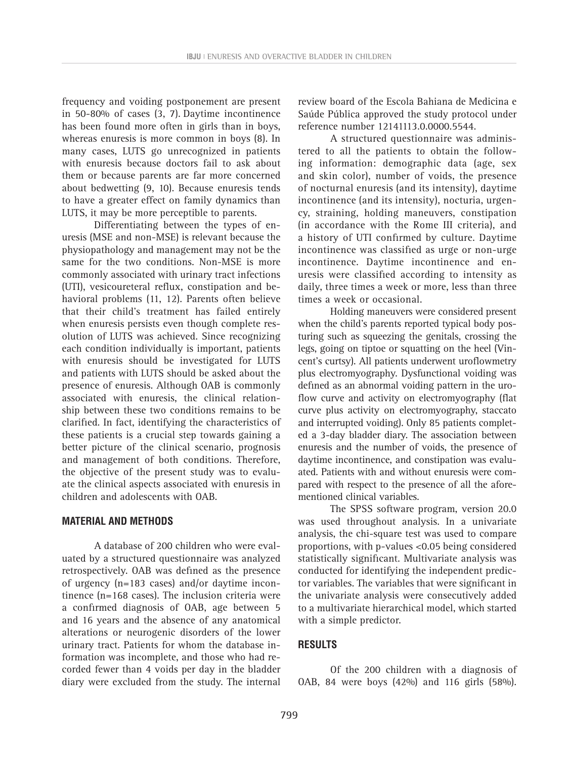frequency and voiding postponement are present in 50-80% of cases (3, 7). Daytime incontinence has been found more often in girls than in boys, whereas enuresis is more common in boys (8). In many cases, LUTS go unrecognized in patients with enuresis because doctors fail to ask about them or because parents are far more concerned about bedwetting (9, 10). Because enuresis tends to have a greater effect on family dynamics than LUTS, it may be more perceptible to parents.

Differentiating between the types of enuresis (MSE and non-MSE) is relevant because the physiopathology and management may not be the same for the two conditions. Non-MSE is more commonly associated with urinary tract infections (UTI), vesicoureteral reflux, constipation and behavioral problems (11, 12). Parents often believe that their child's treatment has failed entirely when enuresis persists even though complete resolution of LUTS was achieved. Since recognizing each condition individually is important, patients with enuresis should be investigated for LUTS and patients with LUTS should be asked about the presence of enuresis. Although OAB is commonly associated with enuresis, the clinical relationship between these two conditions remains to be clarified. In fact, identifying the characteristics of these patients is a crucial step towards gaining a better picture of the clinical scenario, prognosis and management of both conditions. Therefore, the objective of the present study was to evaluate the clinical aspects associated with enuresis in children and adolescents with OAB.

## MATERIAL AND METHODS

A database of 200 children who were evaluated by a structured questionnaire was analyzed retrospectively. OAB was defined as the presence of urgency (n=183 cases) and/or daytime incontinence (n=168 cases). The inclusion criteria were a confirmed diagnosis of OAB, age between 5 and 16 years and the absence of any anatomical alterations or neurogenic disorders of the lower urinary tract. Patients for whom the database information was incomplete, and those who had recorded fewer than 4 voids per day in the bladder diary were excluded from the study. The internal review board of the Escola Bahiana de Medicina e Saúde Pública approved the study protocol under reference number 12141113.0.0000.5544.

A structured questionnaire was administered to all the patients to obtain the following information: demographic data (age, sex and skin color), number of voids, the presence of nocturnal enuresis (and its intensity), daytime incontinence (and its intensity), nocturia, urgency, straining, holding maneuvers, constipation (in accordance with the Rome III criteria), and a history of UTI confirmed by culture. Daytime incontinence was classified as urge or non-urge incontinence. Daytime incontinence and enuresis were classified according to intensity as daily, three times a week or more, less than three times a week or occasional.

Holding maneuvers were considered present when the child's parents reported typical body posturing such as squeezing the genitals, crossing the legs, going on tiptoe or squatting on the heel (Vincent's curtsy). All patients underwent uroflowmetry plus electromyography. Dysfunctional voiding was defined as an abnormal voiding pattern in the uroflow curve and activity on electromyography (flat curve plus activity on electromyography, staccato and interrupted voiding). Only 85 patients completed a 3-day bladder diary. The association between enuresis and the number of voids, the presence of daytime incontinence, and constipation was evaluated. Patients with and without enuresis were compared with respect to the presence of all the aforementioned clinical variables.

The SPSS software program, version 20.0 was used throughout analysis. In a univariate analysis, the chi-square test was used to compare proportions, with p-values <0.05 being considered statistically significant. Multivariate analysis was conducted for identifying the independent predictor variables. The variables that were significant in the univariate analysis were consecutively added to a multivariate hierarchical model, which started with a simple predictor.

## RESULTS

Of the 200 children with a diagnosis of OAB, 84 were boys (42%) and 116 girls (58%).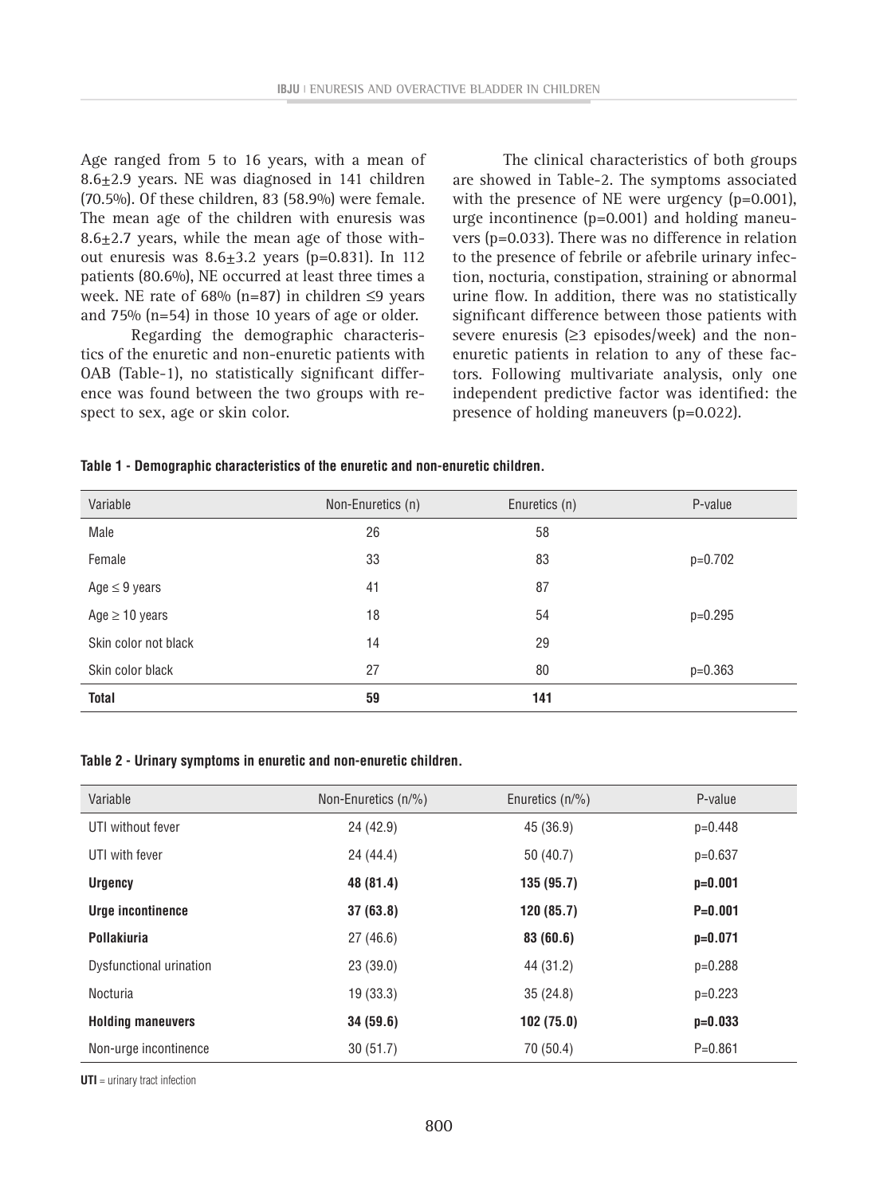Age ranged from 5 to 16 years, with a mean of 8.6±2.9 years. NE was diagnosed in 141 children (70.5%). Of these children, 83 (58.9%) were female. The mean age of the children with enuresis was 8.6±2.7 years, while the mean age of those without enuresis was 8.6±3.2 years (p=0.831). In 112 patients (80.6%), NE occurred at least three times a week. NE rate of 68% (n=87) in children ≤9 years and 75% (n=54) in those 10 years of age or older.

Regarding the demographic characteristics of the enuretic and non-enuretic patients with OAB (Table-1), no statistically significant difference was found between the two groups with respect to sex, age or skin color.

The clinical characteristics of both groups are showed in Table-2. The symptoms associated with the presence of NE were urgency (p=0.001), urge incontinence (p=0.001) and holding maneuvers (p=0.033). There was no difference in relation to the presence of febrile or afebrile urinary infection, nocturia, constipation, straining or abnormal urine flow. In addition, there was no statistically significant difference between those patients with severe enuresis (≥3 episodes/week) and the non-enuretic patients in relation to any of these factors. Following multivariate analysis, only one independent predictive factor was identified: the presence of holding maneuvers (p=0.022).

**Table 1 - Demographic characteristics of the enuretic and non-enuretic children.**

| Variable | Non-Enuretics (n) | Enuretics (n) | P-value |
|---|---|---|---|
| Male | 26 | 58 | |
| Female | 33 | 83 | p=0.702 |
| Age ≤ 9 years | 41 | 87 | |
| Age ≥ 10 years | 18 | 54 | p=0.295 |
| Skin color not black | 14 | 29 | |
| Skin color black | 27 | 80 | p=0.363 |
| **Total** | **59** | **141** | |

**Table 2 - Urinary symptoms in enuretic and non-enuretic children.**

| Variable | Non-Enuretics (n/%) | Enuretics (n/%) | P-value |
|---|---|---|---|
| UTI without fever | 24 (42.9) | 45 (36.9) | p=0.448 |
| UTI with fever | 24 (44.4) | 50 (40.7) | p=0.637 |
| **Urgency** | **48 (81.4)** | **135 (95.7)** | **p=0.001** |
| **Urge incontinence** | **37 (63.8)** | **120 (85.7)** | **P=0.001** |
| **Pollakiuria** | 27 (46.6) | **83 (60.6)** | **p=0.071** |
| Dysfunctional urination | 23 (39.0) | 44 (31.2) | p=0.288 |
| Nocturia | 19 (33.3) | 35 (24.8) | p=0.223 |
| **Holding maneuvers** | **34 (59.6)** | **102 (75.0)** | **p=0.033** |
| Non-urge incontinence | 30 (51.7) | 70 (50.4) | P=0.861 |

**UTI** = urinary tract infection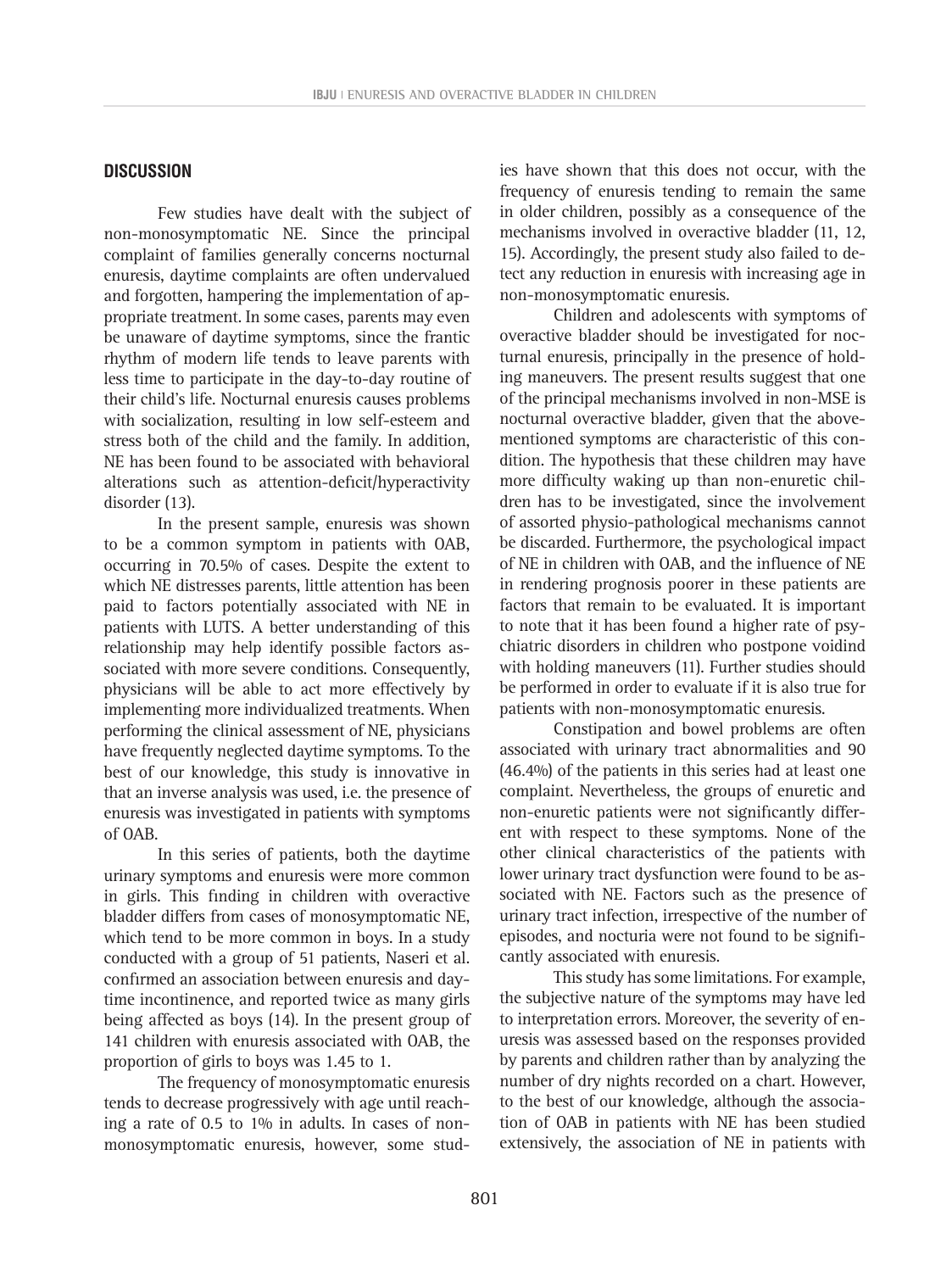## DISCUSSION

Few studies have dealt with the subject of non-monosymptomatic NE. Since the principal complaint of families generally concerns nocturnal enuresis, daytime complaints are often undervalued and forgotten, hampering the implementation of appropriate treatment. In some cases, parents may even be unaware of daytime symptoms, since the frantic rhythm of modern life tends to leave parents with less time to participate in the day-to-day routine of their child's life. Nocturnal enuresis causes problems with socialization, resulting in low self-esteem and stress both of the child and the family. In addition, NE has been found to be associated with behavioral alterations such as attention-deficit/hyperactivity disorder (13).

In the present sample, enuresis was shown to be a common symptom in patients with OAB, occurring in 70.5% of cases. Despite the extent to which NE distresses parents, little attention has been paid to factors potentially associated with NE in patients with LUTS. A better understanding of this relationship may help identify possible factors associated with more severe conditions. Consequently, physicians will be able to act more effectively by implementing more individualized treatments. When performing the clinical assessment of NE, physicians have frequently neglected daytime symptoms. To the best of our knowledge, this study is innovative in that an inverse analysis was used, i.e. the presence of enuresis was investigated in patients with symptoms of OAB.

In this series of patients, both the daytime urinary symptoms and enuresis were more common in girls. This finding in children with overactive bladder differs from cases of monosymptomatic NE, which tend to be more common in boys. In a study conducted with a group of 51 patients, Naseri et al. confirmed an association between enuresis and daytime incontinence, and reported twice as many girls being affected as boys (14). In the present group of 141 children with enuresis associated with OAB, the proportion of girls to boys was 1.45 to 1.

The frequency of monosymptomatic enuresis tends to decrease progressively with age until reaching a rate of 0.5 to 1% in adults. In cases of non-monosymptomatic enuresis, however, some studies have shown that this does not occur, with the frequency of enuresis tending to remain the same in older children, possibly as a consequence of the mechanisms involved in overactive bladder (11, 12, 15). Accordingly, the present study also failed to detect any reduction in enuresis with increasing age in non-monosymptomatic enuresis.

Children and adolescents with symptoms of overactive bladder should be investigated for nocturnal enuresis, principally in the presence of holding maneuvers. The present results suggest that one of the principal mechanisms involved in non-MSE is nocturnal overactive bladder, given that the above-mentioned symptoms are characteristic of this condition. The hypothesis that these children may have more difficulty waking up than non-enuretic children has to be investigated, since the involvement of assorted physio-pathological mechanisms cannot be discarded. Furthermore, the psychological impact of NE in children with OAB, and the influence of NE in rendering prognosis poorer in these patients are factors that remain to be evaluated. It is important to note that it has been found a higher rate of psychiatric disorders in children who postpone voidind with holding maneuvers (11). Further studies should be performed in order to evaluate if it is also true for patients with non-monosymptomatic enuresis.

Constipation and bowel problems are often associated with urinary tract abnormalities and 90 (46.4%) of the patients in this series had at least one complaint. Nevertheless, the groups of enuretic and non-enuretic patients were not significantly different with respect to these symptoms. None of the other clinical characteristics of the patients with lower urinary tract dysfunction were found to be associated with NE. Factors such as the presence of urinary tract infection, irrespective of the number of episodes, and nocturia were not found to be significantly associated with enuresis.

This study has some limitations. For example, the subjective nature of the symptoms may have led to interpretation errors. Moreover, the severity of enuresis was assessed based on the responses provided by parents and children rather than by analyzing the number of dry nights recorded on a chart. However, to the best of our knowledge, although the association of OAB in patients with NE has been studied extensively, the association of NE in patients with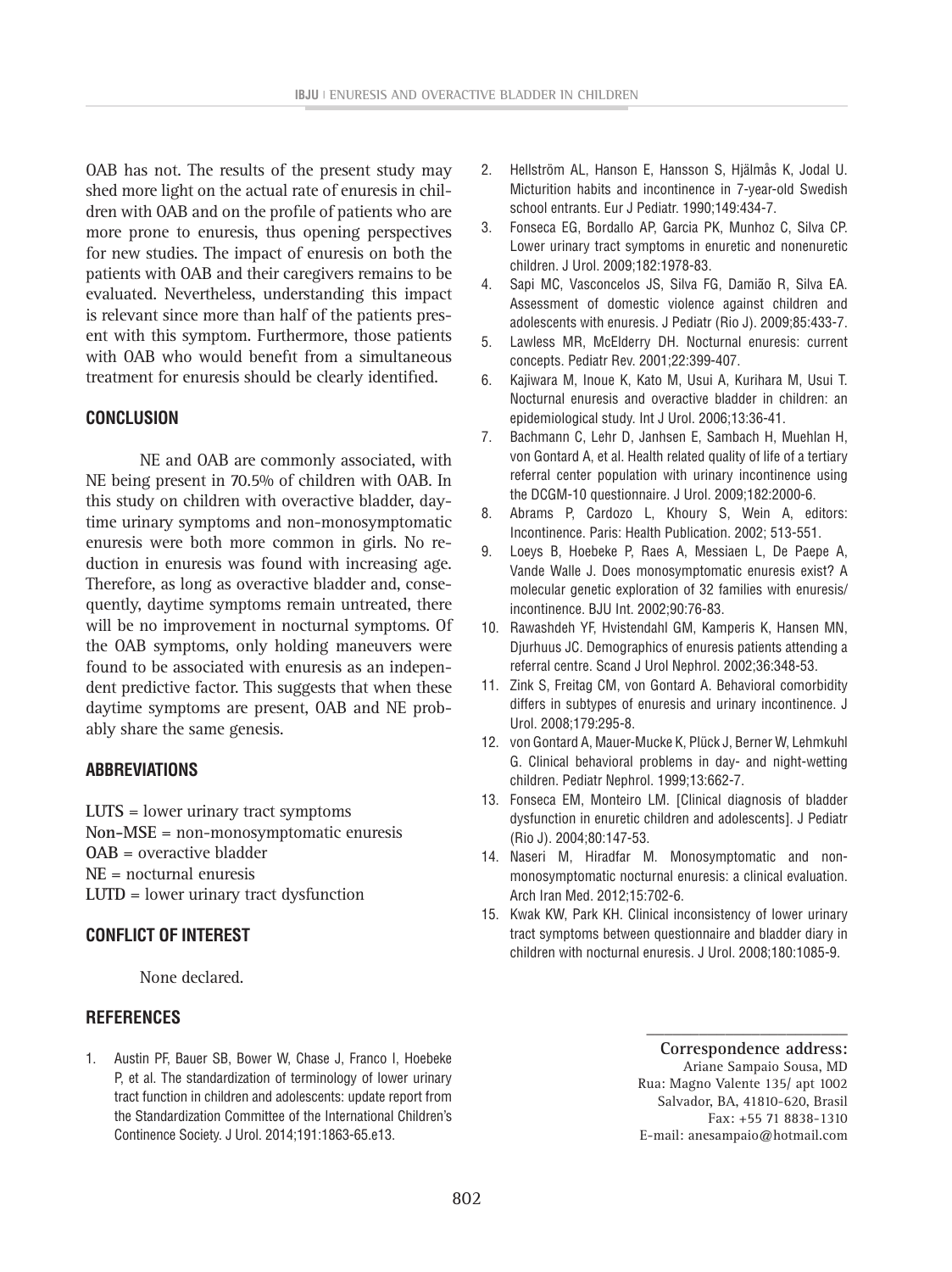OAB has not. The results of the present study may shed more light on the actual rate of enuresis in children with OAB and on the profile of patients who are more prone to enuresis, thus opening perspectives for new studies. The impact of enuresis on both the patients with OAB and their caregivers remains to be evaluated. Nevertheless, understanding this impact is relevant since more than half of the patients present with this symptom. Furthermore, those patients with OAB who would benefit from a simultaneous treatment for enuresis should be clearly identified.

## CONCLUSION

NE and OAB are commonly associated, with NE being present in 70.5% of children with OAB. In this study on children with overactive bladder, daytime urinary symptoms and non-monosymptomatic enuresis were both more common in girls. No reduction in enuresis was found with increasing age. Therefore, as long as overactive bladder and, consequently, daytime symptoms remain untreated, there will be no improvement in nocturnal symptoms. Of the OAB symptoms, only holding maneuvers were found to be associated with enuresis as an independent predictive factor. This suggests that when these daytime symptoms are present, OAB and NE probably share the same genesis.

## ABBREVIATIONS

**LUTS** = lower urinary tract symptoms
**Non-MSE** = non-monosymptomatic enuresis
**OAB** = overactive bladder
**NE** = nocturnal enuresis
**LUTD** = lower urinary tract dysfunction

## CONFLICT OF INTEREST

None declared.

## REFERENCES

1. Austin PF, Bauer SB, Bower W, Chase J, Franco I, Hoebeke P, et al. The standardization of terminology of lower urinary tract function in children and adolescents: update report from the Standardization Committee of the International Children's Continence Society. J Urol. 2014;191:1863-65.e13.
2. Hellström AL, Hanson E, Hansson S, Hjälmås K, Jodal U. Micturition habits and incontinence in 7-year-old Swedish school entrants. Eur J Pediatr. 1990;149:434-7.
3. Fonseca EG, Bordallo AP, Garcia PK, Munhoz C, Silva CP. Lower urinary tract symptoms in enuretic and nonenuretic children. J Urol. 2009;182:1978-83.
4. Sapi MC, Vasconcelos JS, Silva FG, Damião R, Silva EA. Assessment of domestic violence against children and adolescents with enuresis. J Pediatr (Rio J). 2009;85:433-7.
5. Lawless MR, McElderry DH. Nocturnal enuresis: current concepts. Pediatr Rev. 2001;22:399-407.
6. Kajiwara M, Inoue K, Kato M, Usui A, Kurihara M, Usui T. Nocturnal enuresis and overactive bladder in children: an epidemiological study. Int J Urol. 2006;13:36-41.
7. Bachmann C, Lehr D, Janhsen E, Sambach H, Muehlan H, von Gontard A, et al. Health related quality of life of a tertiary referral center population with urinary incontinence using the DCGM-10 questionnaire. J Urol. 2009;182:2000-6.
8. Abrams P, Cardozo L, Khoury S, Wein A, editors: Incontinence. Paris: Health Publication. 2002; 513-551.
9. Loeys B, Hoebeke P, Raes A, Messiaen L, De Paepe A, Vande Walle J. Does monosymptomatic enuresis exist? A molecular genetic exploration of 32 families with enuresis/incontinence. BJU Int. 2002;90:76-83.
10. Rawashdeh YF, Hvistendahl GM, Kamperis K, Hansen MN, Djurhuus JC. Demographics of enuresis patients attending a referral centre. Scand J Urol Nephrol. 2002;36:348-53.
11. Zink S, Freitag CM, von Gontard A. Behavioral comorbidity differs in subtypes of enuresis and urinary incontinence. J Urol. 2008;179:295-8.
12. von Gontard A, Mauer-Mucke K, Plück J, Berner W, Lehmkuhl G. Clinical behavioral problems in day- and night-wetting children. Pediatr Nephrol. 1999;13:662-7.
13. Fonseca EM, Monteiro LM. [Clinical diagnosis of bladder dysfunction in enuretic children and adolescents]. J Pediatr (Rio J). 2004;80:147-53.
14. Naseri M, Hiradfar M. Monosymptomatic and non-monosymptomatic nocturnal enuresis: a clinical evaluation. Arch Iran Med. 2012;15:702-6.
15. Kwak KW, Park KH. Clinical inconsistency of lower urinary tract symptoms between questionnaire and bladder diary in children with nocturnal enuresis. J Urol. 2008;180:1085-9.

**Correspondence address:**
Ariane Sampaio Sousa, MD
Rua: Magno Valente 135/ apt 1002
Salvador, BA, 41810-620, Brasil
Fax: +55 71 8838-1310
E-mail: anesampaio@hotmail.com